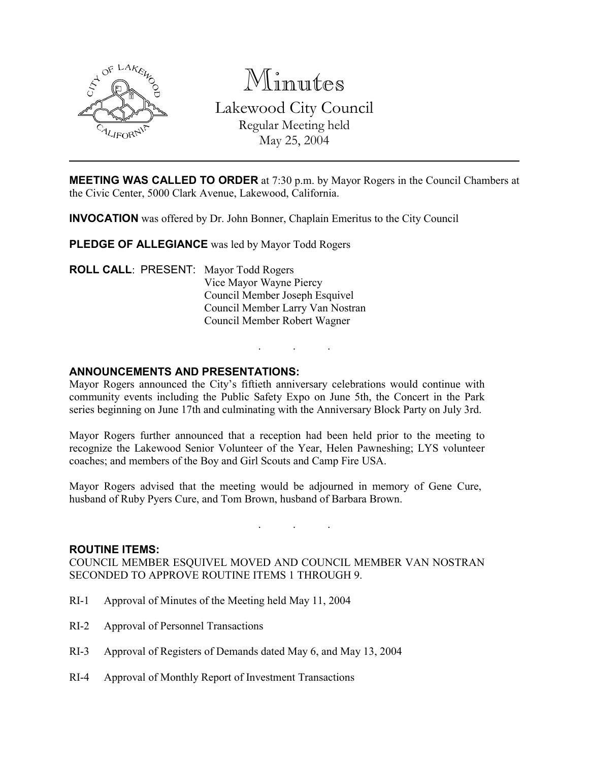# Minutes

## Lakewood City Council

Regular Meeting held
May 25, 2004

---

**MEETING WAS CALLED TO ORDER** at 7:30 p.m. by Mayor Rogers in the Council Chambers at the Civic Center, 5000 Clark Avenue, Lakewood, California.

**INVOCATION** was offered by Dr. John Bonner, Chaplain Emeritus to the City Council

**PLEDGE OF ALLEGIANCE** was led by Mayor Todd Rogers

**ROLL CALL**: PRESENT: Mayor Todd Rogers
Vice Mayor Wayne Piercy
Council Member Joseph Esquivel
Council Member Larry Van Nostran
Council Member Robert Wagner

. . .

**ANNOUNCEMENTS AND PRESENTATIONS:**

Mayor Rogers announced the City's fiftieth anniversary celebrations would continue with community events including the Public Safety Expo on June 5th, the Concert in the Park series beginning on June 17th and culminating with the Anniversary Block Party on July 3rd.

Mayor Rogers further announced that a reception had been held prior to the meeting to recognize the Lakewood Senior Volunteer of the Year, Helen Pawneshing; LYS volunteer coaches; and members of the Boy and Girl Scouts and Camp Fire USA.

Mayor Rogers advised that the meeting would be adjourned in memory of Gene Cure, husband of Ruby Pyers Cure, and Tom Brown, husband of Barbara Brown.

. . .

**ROUTINE ITEMS:**

COUNCIL MEMBER ESQUIVEL MOVED AND COUNCIL MEMBER VAN NOSTRAN SECONDED TO APPROVE ROUTINE ITEMS 1 THROUGH 9.

RI-1 Approval of Minutes of the Meeting held May 11, 2004

RI-2 Approval of Personnel Transactions

RI-3 Approval of Registers of Demands dated May 6, and May 13, 2004

RI-4 Approval of Monthly Report of Investment Transactions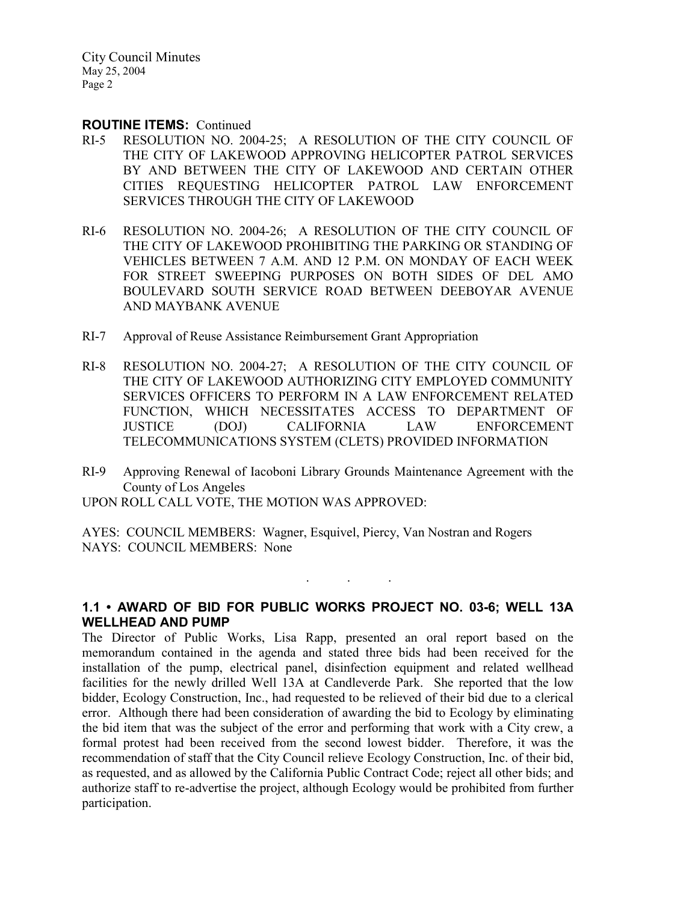**ROUTINE ITEMS:** Continued

RI-5 RESOLUTION NO. 2004-25; A RESOLUTION OF THE CITY COUNCIL OF THE CITY OF LAKEWOOD APPROVING HELICOPTER PATROL SERVICES BY AND BETWEEN THE CITY OF LAKEWOOD AND CERTAIN OTHER CITIES REQUESTING HELICOPTER PATROL LAW ENFORCEMENT SERVICES THROUGH THE CITY OF LAKEWOOD

RI-6 RESOLUTION NO. 2004-26; A RESOLUTION OF THE CITY COUNCIL OF THE CITY OF LAKEWOOD PROHIBITING THE PARKING OR STANDING OF VEHICLES BETWEEN 7 A.M. AND 12 P.M. ON MONDAY OF EACH WEEK FOR STREET SWEEPING PURPOSES ON BOTH SIDES OF DEL AMO BOULEVARD SOUTH SERVICE ROAD BETWEEN DEEBOYAR AVENUE AND MAYBANK AVENUE

RI-7 Approval of Reuse Assistance Reimbursement Grant Appropriation

RI-8 RESOLUTION NO. 2004-27; A RESOLUTION OF THE CITY COUNCIL OF THE CITY OF LAKEWOOD AUTHORIZING CITY EMPLOYED COMMUNITY SERVICES OFFICERS TO PERFORM IN A LAW ENFORCEMENT RELATED FUNCTION, WHICH NECESSITATES ACCESS TO DEPARTMENT OF JUSTICE (DOJ) CALIFORNIA LAW ENFORCEMENT TELECOMMUNICATIONS SYSTEM (CLETS) PROVIDED INFORMATION

RI-9 Approving Renewal of Iacoboni Library Grounds Maintenance Agreement with the County of Los Angeles

UPON ROLL CALL VOTE, THE MOTION WAS APPROVED:

AYES: COUNCIL MEMBERS: Wagner, Esquivel, Piercy, Van Nostran and Rogers
NAYS: COUNCIL MEMBERS: None

. . .

### 1.1 • AWARD OF BID FOR PUBLIC WORKS PROJECT NO. 03-6; WELL 13A WELLHEAD AND PUMP

The Director of Public Works, Lisa Rapp, presented an oral report based on the memorandum contained in the agenda and stated three bids had been received for the installation of the pump, electrical panel, disinfection equipment and related wellhead facilities for the newly drilled Well 13A at Candleverde Park. She reported that the low bidder, Ecology Construction, Inc., had requested to be relieved of their bid due to a clerical error. Although there had been consideration of awarding the bid to Ecology by eliminating the bid item that was the subject of the error and performing that work with a City crew, a formal protest had been received from the second lowest bidder. Therefore, it was the recommendation of staff that the City Council relieve Ecology Construction, Inc. of their bid, as requested, and as allowed by the California Public Contract Code; reject all other bids; and authorize staff to re-advertise the project, although Ecology would be prohibited from further participation.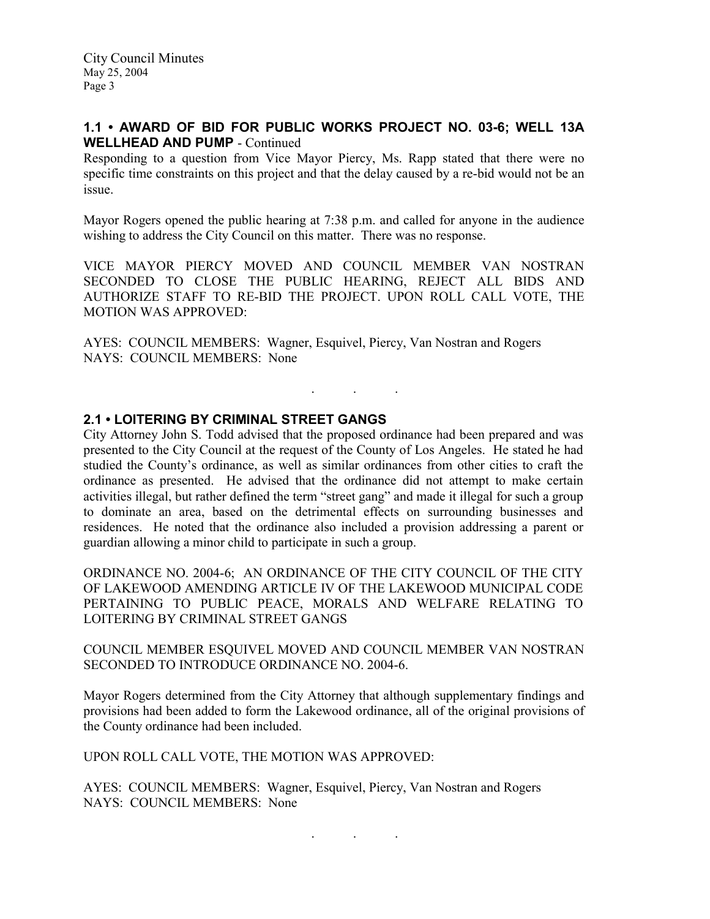## 1.1 • AWARD OF BID FOR PUBLIC WORKS PROJECT NO. 03-6; WELL 13A WELLHEAD AND PUMP - Continued

Responding to a question from Vice Mayor Piercy, Ms. Rapp stated that there were no specific time constraints on this project and that the delay caused by a re-bid would not be an issue.

Mayor Rogers opened the public hearing at 7:38 p.m. and called for anyone in the audience wishing to address the City Council on this matter. There was no response.

VICE MAYOR PIERCY MOVED AND COUNCIL MEMBER VAN NOSTRAN SECONDED TO CLOSE THE PUBLIC HEARING, REJECT ALL BIDS AND AUTHORIZE STAFF TO RE-BID THE PROJECT. UPON ROLL CALL VOTE, THE MOTION WAS APPROVED:

AYES: COUNCIL MEMBERS: Wagner, Esquivel, Piercy, Van Nostran and Rogers
NAYS: COUNCIL MEMBERS: None

. . .

## 2.1 • LOITERING BY CRIMINAL STREET GANGS

City Attorney John S. Todd advised that the proposed ordinance had been prepared and was presented to the City Council at the request of the County of Los Angeles. He stated he had studied the County's ordinance, as well as similar ordinances from other cities to craft the ordinance as presented. He advised that the ordinance did not attempt to make certain activities illegal, but rather defined the term "street gang" and made it illegal for such a group to dominate an area, based on the detrimental effects on surrounding businesses and residences. He noted that the ordinance also included a provision addressing a parent or guardian allowing a minor child to participate in such a group.

ORDINANCE NO. 2004-6; AN ORDINANCE OF THE CITY COUNCIL OF THE CITY OF LAKEWOOD AMENDING ARTICLE IV OF THE LAKEWOOD MUNICIPAL CODE PERTAINING TO PUBLIC PEACE, MORALS AND WELFARE RELATING TO LOITERING BY CRIMINAL STREET GANGS

COUNCIL MEMBER ESQUIVEL MOVED AND COUNCIL MEMBER VAN NOSTRAN SECONDED TO INTRODUCE ORDINANCE NO. 2004-6.

Mayor Rogers determined from the City Attorney that although supplementary findings and provisions had been added to form the Lakewood ordinance, all of the original provisions of the County ordinance had been included.

UPON ROLL CALL VOTE, THE MOTION WAS APPROVED:

AYES: COUNCIL MEMBERS: Wagner, Esquivel, Piercy, Van Nostran and Rogers
NAYS: COUNCIL MEMBERS: None

. . .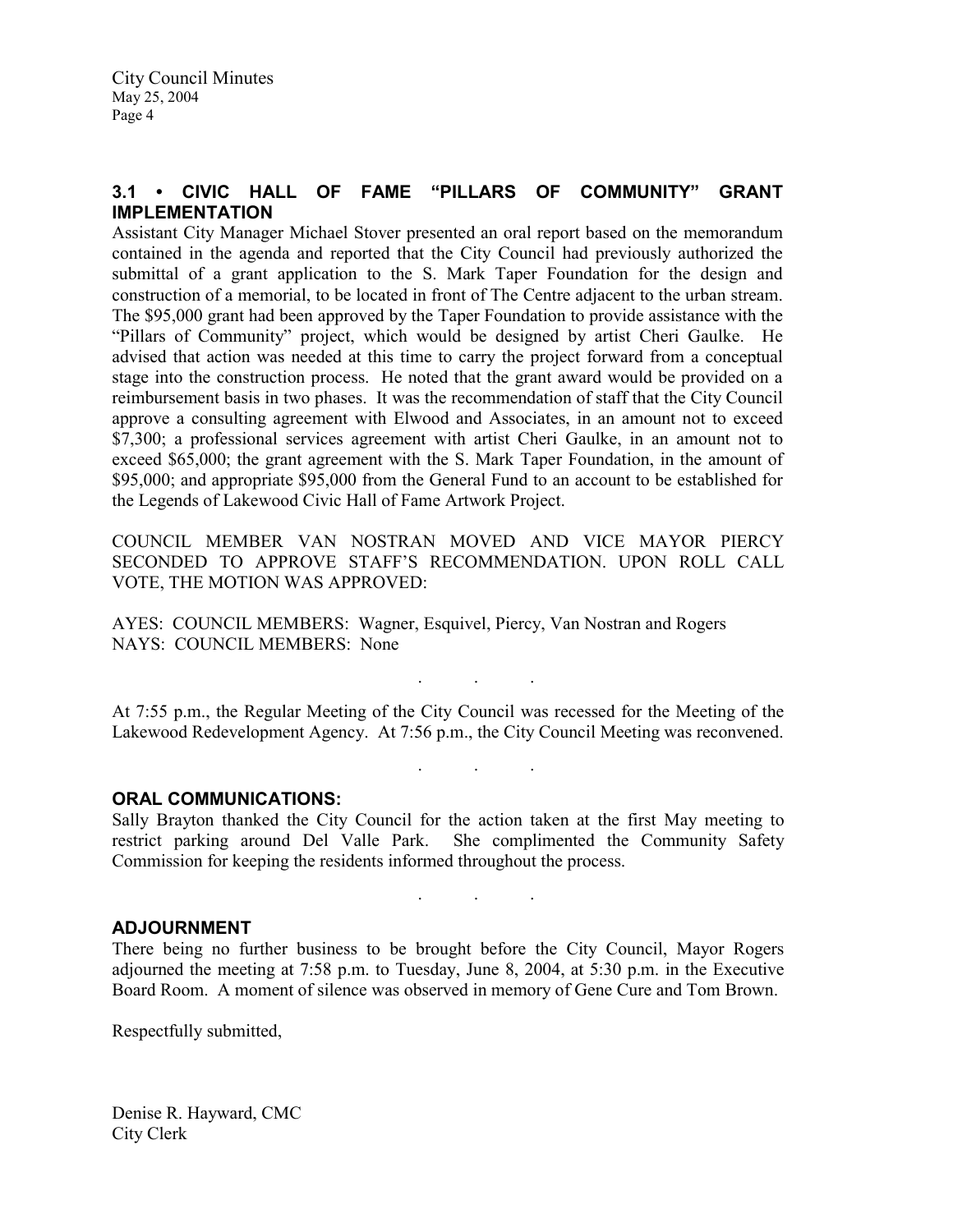## 3.1 • CIVIC HALL OF FAME "PILLARS OF COMMUNITY" GRANT IMPLEMENTATION

Assistant City Manager Michael Stover presented an oral report based on the memorandum contained in the agenda and reported that the City Council had previously authorized the submittal of a grant application to the S. Mark Taper Foundation for the design and construction of a memorial, to be located in front of The Centre adjacent to the urban stream. The $95,000 grant had been approved by the Taper Foundation to provide assistance with the "Pillars of Community" project, which would be designed by artist Cheri Gaulke. He advised that action was needed at this time to carry the project forward from a conceptual stage into the construction process. He noted that the grant award would be provided on a reimbursement basis in two phases. It was the recommendation of staff that the City Council approve a consulting agreement with Elwood and Associates, in an amount not to exceed $7,300; a professional services agreement with artist Cheri Gaulke, in an amount not to exceed $65,000; the grant agreement with the S. Mark Taper Foundation, in the amount of $95,000; and appropriate $95,000 from the General Fund to an account to be established for the Legends of Lakewood Civic Hall of Fame Artwork Project.

COUNCIL MEMBER VAN NOSTRAN MOVED AND VICE MAYOR PIERCY SECONDED TO APPROVE STAFF'S RECOMMENDATION. UPON ROLL CALL VOTE, THE MOTION WAS APPROVED:

AYES: COUNCIL MEMBERS: Wagner, Esquivel, Piercy, Van Nostran and Rogers
NAYS: COUNCIL MEMBERS: None

. . .

At 7:55 p.m., the Regular Meeting of the City Council was recessed for the Meeting of the Lakewood Redevelopment Agency. At 7:56 p.m., the City Council Meeting was reconvened.

. . .

## ORAL COMMUNICATIONS:

Sally Brayton thanked the City Council for the action taken at the first May meeting to restrict parking around Del Valle Park. She complimented the Community Safety Commission for keeping the residents informed throughout the process.

. . .

## ADJOURNMENT

There being no further business to be brought before the City Council, Mayor Rogers adjourned the meeting at 7:58 p.m. to Tuesday, June 8, 2004, at 5:30 p.m. in the Executive Board Room. A moment of silence was observed in memory of Gene Cure and Tom Brown.

Respectfully submitted,

Denise R. Hayward, CMC
City Clerk